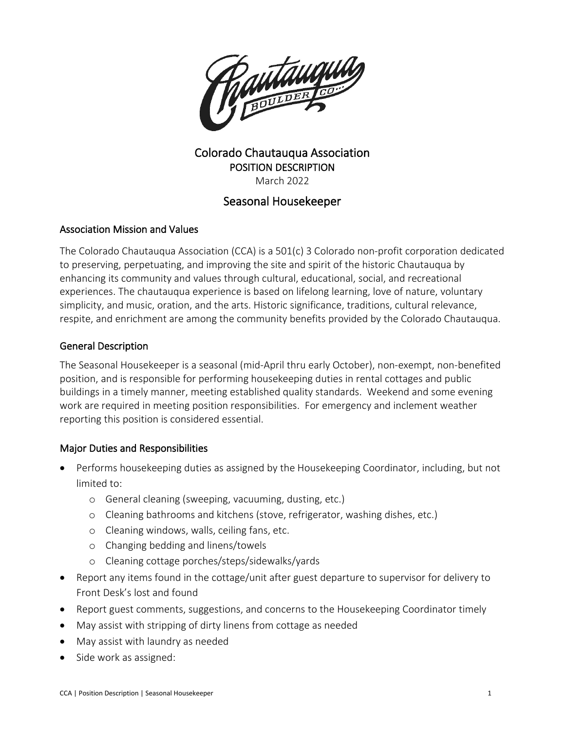# Colorado Chautauqua Association

**POSITION DESCRIPTION**

March 2022

## Seasonal Housekeeper

### Association Mission and Values

The Colorado Chautauqua Association (CCA) is a 501(c) 3 Colorado non-profit corporation dedicated to preserving, perpetuating, and improving the site and spirit of the historic Chautauqua by enhancing its community and values through cultural, educational, social, and recreational experiences. The chautauqua experience is based on lifelong learning, love of nature, voluntary simplicity, and music, oration, and the arts. Historic significance, traditions, cultural relevance, respite, and enrichment are among the community benefits provided by the Colorado Chautauqua.

### General Description

The Seasonal Housekeeper is a seasonal (mid-April thru early October), non-exempt, non-benefited position, and is responsible for performing housekeeping duties in rental cottages and public buildings in a timely manner, meeting established quality standards. Weekend and some evening work are required in meeting position responsibilities. For emergency and inclement weather reporting this position is considered essential.

### Major Duties and Responsibilities

- Performs housekeeping duties as assigned by the Housekeeping Coordinator, including, but not limited to:
  - General cleaning (sweeping, vacuuming, dusting, etc.)
  - Cleaning bathrooms and kitchens (stove, refrigerator, washing dishes, etc.)
  - Cleaning windows, walls, ceiling fans, etc.
  - Changing bedding and linens/towels
  - Cleaning cottage porches/steps/sidewalks/yards
- Report any items found in the cottage/unit after guest departure to supervisor for delivery to Front Desk's lost and found
- Report guest comments, suggestions, and concerns to the Housekeeping Coordinator timely
- May assist with stripping of dirty linens from cottage as needed
- May assist with laundry as needed
- Side work as assigned: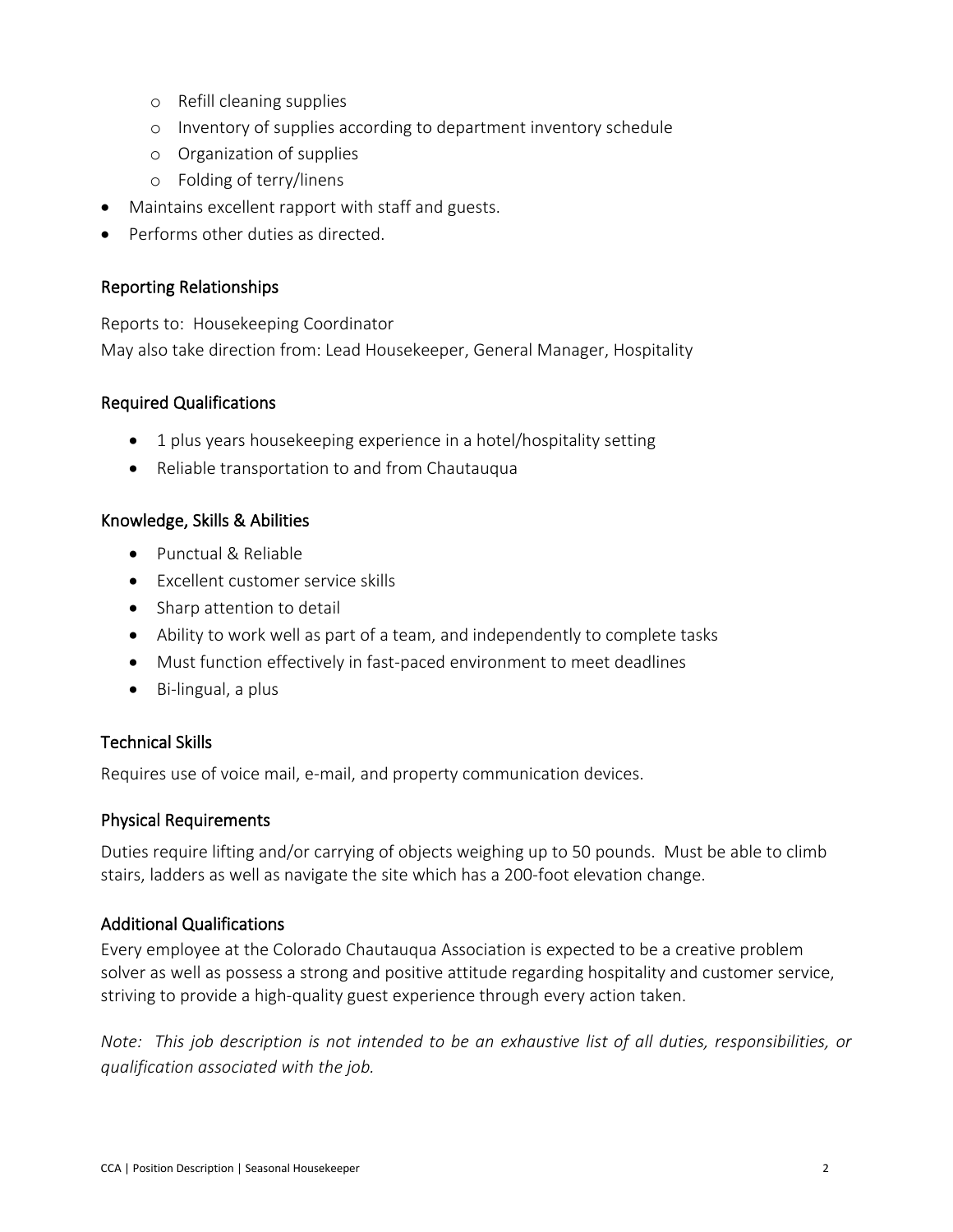- Refill cleaning supplies
  - Inventory of supplies according to department inventory schedule
  - Organization of supplies
  - Folding of terry/linens
- Maintains excellent rapport with staff and guests.
- Performs other duties as directed.

## Reporting Relationships

Reports to: Housekeeping Coordinator
May also take direction from: Lead Housekeeper, General Manager, Hospitality

## Required Qualifications

- 1 plus years housekeeping experience in a hotel/hospitality setting
- Reliable transportation to and from Chautauqua

## Knowledge, Skills & Abilities

- Punctual & Reliable
- Excellent customer service skills
- Sharp attention to detail
- Ability to work well as part of a team, and independently to complete tasks
- Must function effectively in fast-paced environment to meet deadlines
- Bi-lingual, a plus

## Technical Skills

Requires use of voice mail, e-mail, and property communication devices.

## Physical Requirements

Duties require lifting and/or carrying of objects weighing up to 50 pounds. Must be able to climb stairs, ladders as well as navigate the site which has a 200-foot elevation change.

## Additional Qualifications

Every employee at the Colorado Chautauqua Association is expected to be a creative problem solver as well as possess a strong and positive attitude regarding hospitality and customer service, striving to provide a high-quality guest experience through every action taken.

*Note: This job description is not intended to be an exhaustive list of all duties, responsibilities, or qualification associated with the job.*